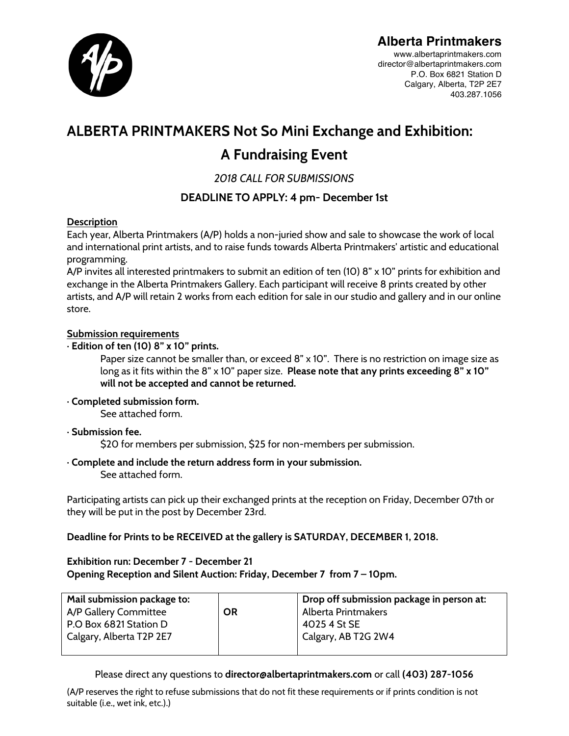**Alberta Printmakers**
www.albertaprintmakers.com
director@albertaprintmakers.com
P.O. Box 6821 Station D
Calgary, Alberta, T2P 2E7
403.287.1056

# ALBERTA PRINTMAKERS Not So Mini Exchange and Exhibition: A Fundraising Event

*2018 CALL FOR SUBMISSIONS*

**DEADLINE TO APPLY: 4 pm- December 1st**

## Description

Each year, Alberta Printmakers (A/P) holds a non-juried show and sale to showcase the work of local and international print artists, and to raise funds towards Alberta Printmakers' artistic and educational programming.

A/P invites all interested printmakers to submit an edition of ten (10) 8" x 10" prints for exhibition and exchange in the Alberta Printmakers Gallery. Each participant will receive 8 prints created by other artists, and A/P will retain 2 works from each edition for sale in our studio and gallery and in our online store.

## Submission requirements

- **Edition of ten (10) 8" x 10" prints.**
  Paper size cannot be smaller than, or exceed 8" x 10". There is no restriction on image size as long as it fits within the 8" x 10" paper size. **Please note that any prints exceeding 8" x 10" will not be accepted and cannot be returned.**
- **Completed submission form.**
  See attached form.
- **Submission fee.**
  $20 for members per submission, $25 for non-members per submission.
- **Complete and include the return address form in your submission.**
  See attached form.

Participating artists can pick up their exchanged prints at the reception on Friday, December 07th or they will be put in the post by December 23rd.

**Deadline for Prints to be RECEIVED at the gallery is SATURDAY, DECEMBER 1, 2018.**

**Exhibition run: December 7 - December 21**
**Opening Reception and Silent Auction: Friday, December 7 from 7 – 10pm.**

| **Mail submission package to:** A/P Gallery Committee P.O Box 6821 Station D Calgary, Alberta T2P 2E7 | **OR** | **Drop off submission package in person at:** Alberta Printmakers 4025 4 St SE Calgary, AB T2G 2W4 |
|---|---|---|

Please direct any questions to **director@albertaprintmakers.com** or call **(403) 287-1056**

(A/P reserves the right to refuse submissions that do not fit these requirements or if prints condition is not suitable (i.e., wet ink, etc.).)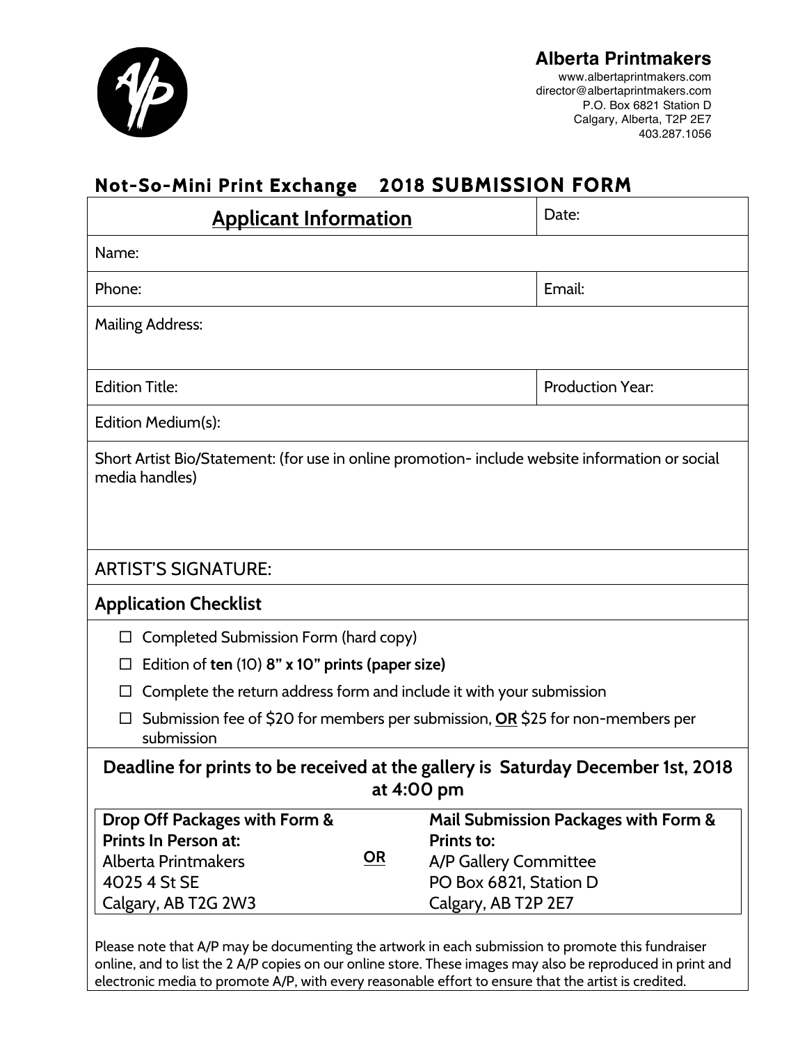**Alberta Printmakers**
www.albertaprintmakers.com
director@albertaprintmakers.com
P.O. Box 6821 Station D
Calgary, Alberta, T2P 2E7
403.287.1056

## Not-So-Mini Print Exchange 2018 SUBMISSION FORM

| **Applicant Information** | Date: |
|---|---|
| Name: | |
| Phone: | Email: |
| Mailing Address: | |
| Edition Title: | Production Year: |
| Edition Medium(s): | |
| Short Artist Bio/Statement: (for use in online promotion- include website information or social media handles) | |
| ARTIST'S SIGNATURE: | |

**Application Checklist**

- ☐ Completed Submission Form (hard copy)
- ☐ Edition of **ten** (10) **8" x 10" prints (paper size)**
- ☐ Complete the return address form and include it with your submission
- ☐ Submission fee of $20 for members per submission, **OR** $25 for non-members per submission

**Deadline for prints to be received at the gallery is Saturday December 1st, 2018 at 4:00 pm**

| **Drop Off Packages with Form & Prints In Person at:** | | **Mail Submission Packages with Form & Prints to:** |
|---|---|---|
| Alberta Printmakers<br>4025 4 St SE<br>Calgary, AB T2G 2W3 | **OR** | A/P Gallery Committee<br>PO Box 6821, Station D<br>Calgary, AB T2P 2E7 |

Please note that A/P may be documenting the artwork in each submission to promote this fundraiser online, and to list the 2 A/P copies on our online store. These images may also be reproduced in print and electronic media to promote A/P, with every reasonable effort to ensure that the artist is credited.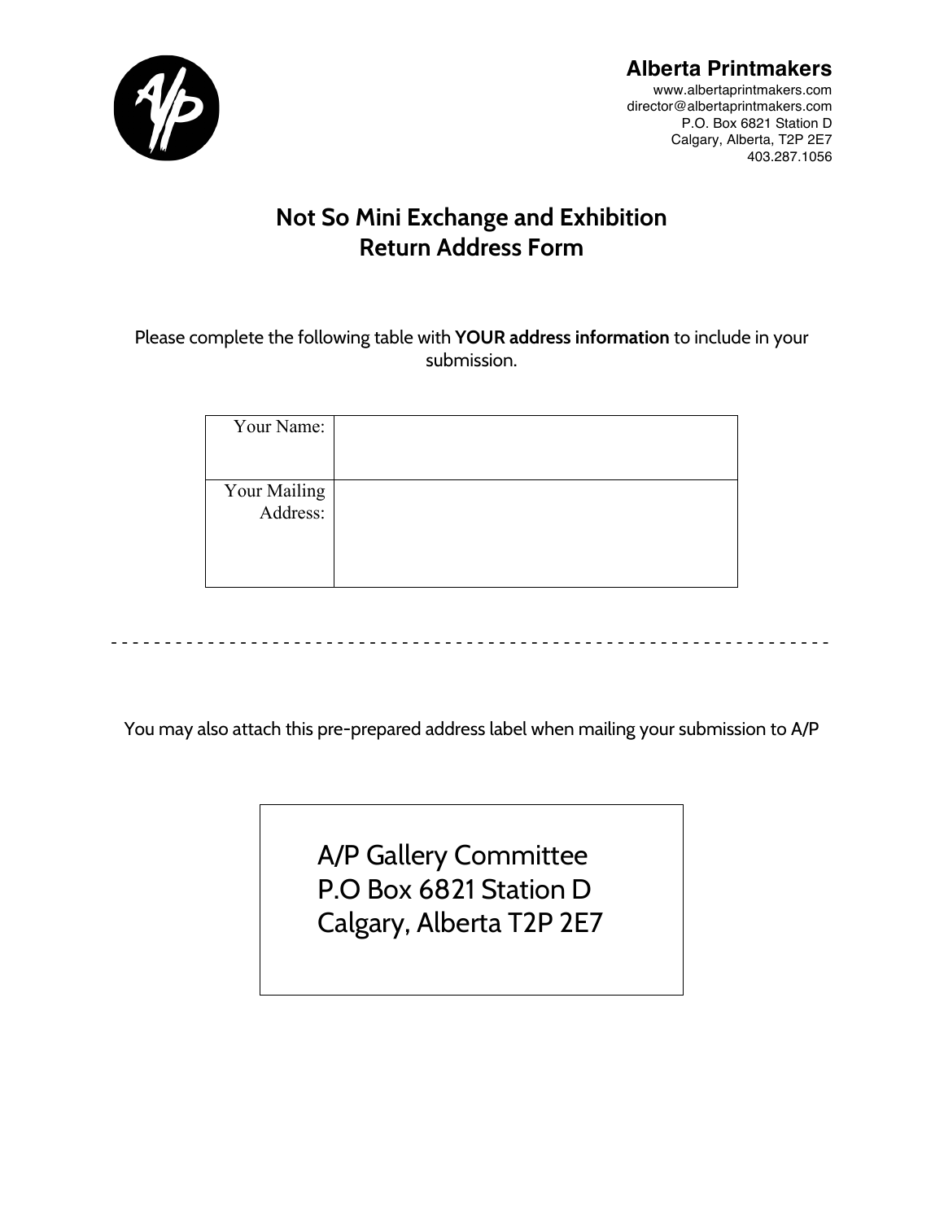**Alberta Printmakers**
www.albertaprintmakers.com
director@albertaprintmakers.com
P.O. Box 6821 Station D
Calgary, Alberta, T2P 2E7
403.287.1056

## Not So Mini Exchange and Exhibition
## Return Address Form

Please complete the following table with **YOUR address information** to include in your submission.

| | |
|---|---|
| Your Name: | |
| Your Mailing Address: | |

- - - - - - - - - - - - - - - - - - - - - - - - - - - - - - - - - - - - - - - - - - - - - - - - -

You may also attach this pre-prepared address label when mailing your submission to A/P

A/P Gallery Committee
P.O Box 6821 Station D
Calgary, Alberta T2P 2E7